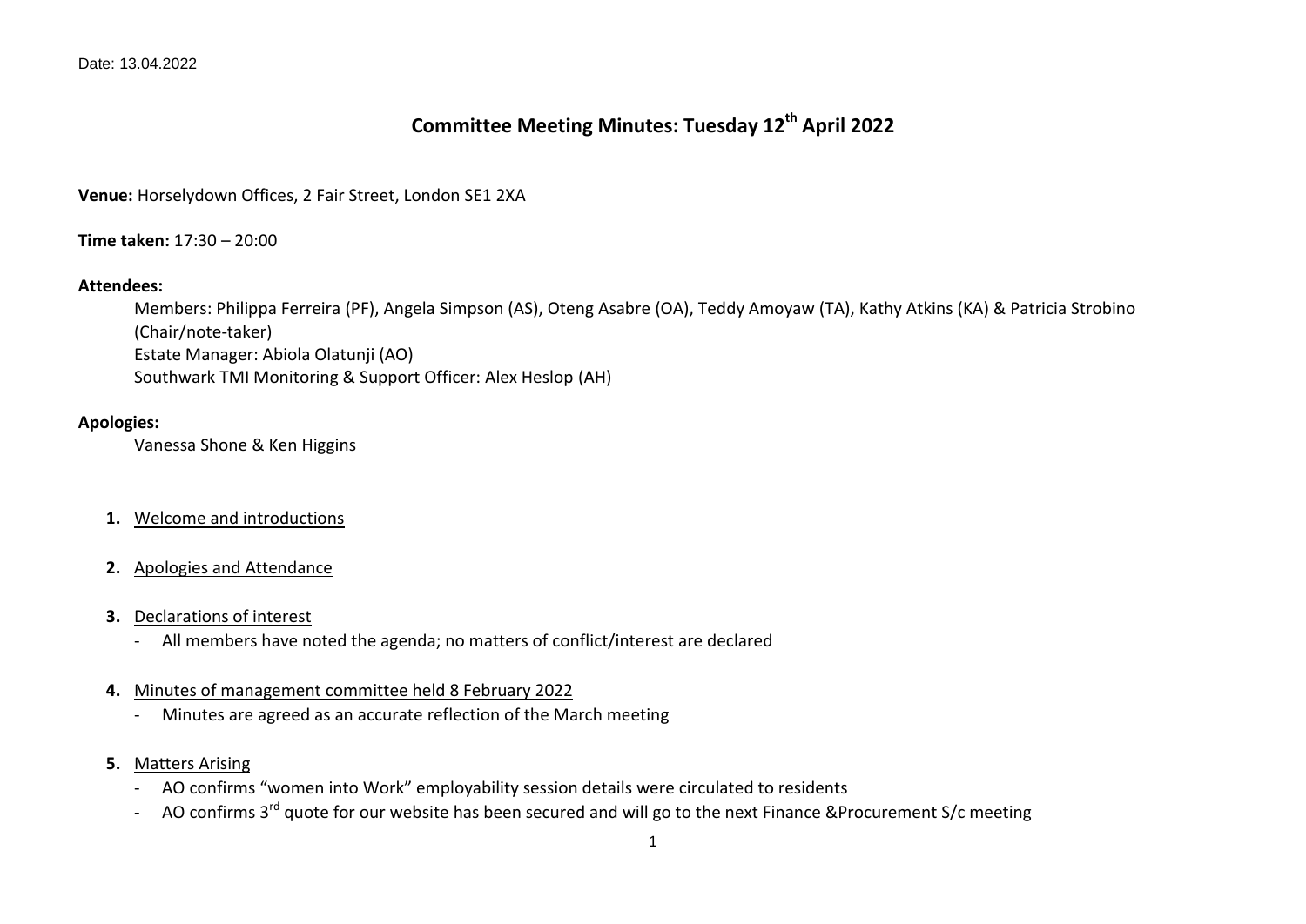Date: 13.04.2022

# Committee Meeting Minutes: Tuesday 12th April 2022

**Venue:** Horselydown Offices, 2 Fair Street, London SE1 2XA

**Time taken:** 17:30 – 20:00

**Attendees:**

Members: Philippa Ferreira (PF), Angela Simpson (AS), Oteng Asabre (OA), Teddy Amoyaw (TA), Kathy Atkins (KA) & Patricia Strobino (Chair/note-taker)
Estate Manager: Abiola Olatunji (AO)
Southwark TMI Monitoring & Support Officer: Alex Heslop (AH)

**Apologies:**

Vanessa Shone & Ken Higgins

1. Welcome and introductions

2. Apologies and Attendance

3. Declarations of interest
    - All members have noted the agenda; no matters of conflict/interest are declared

4. Minutes of management committee held 8 February 2022
    - Minutes are agreed as an accurate reflection of the March meeting

5. Matters Arising
    - AO confirms "women into Work" employability session details were circulated to residents
    - AO confirms 3rd quote for our website has been secured and will go to the next Finance &Procurement S/c meeting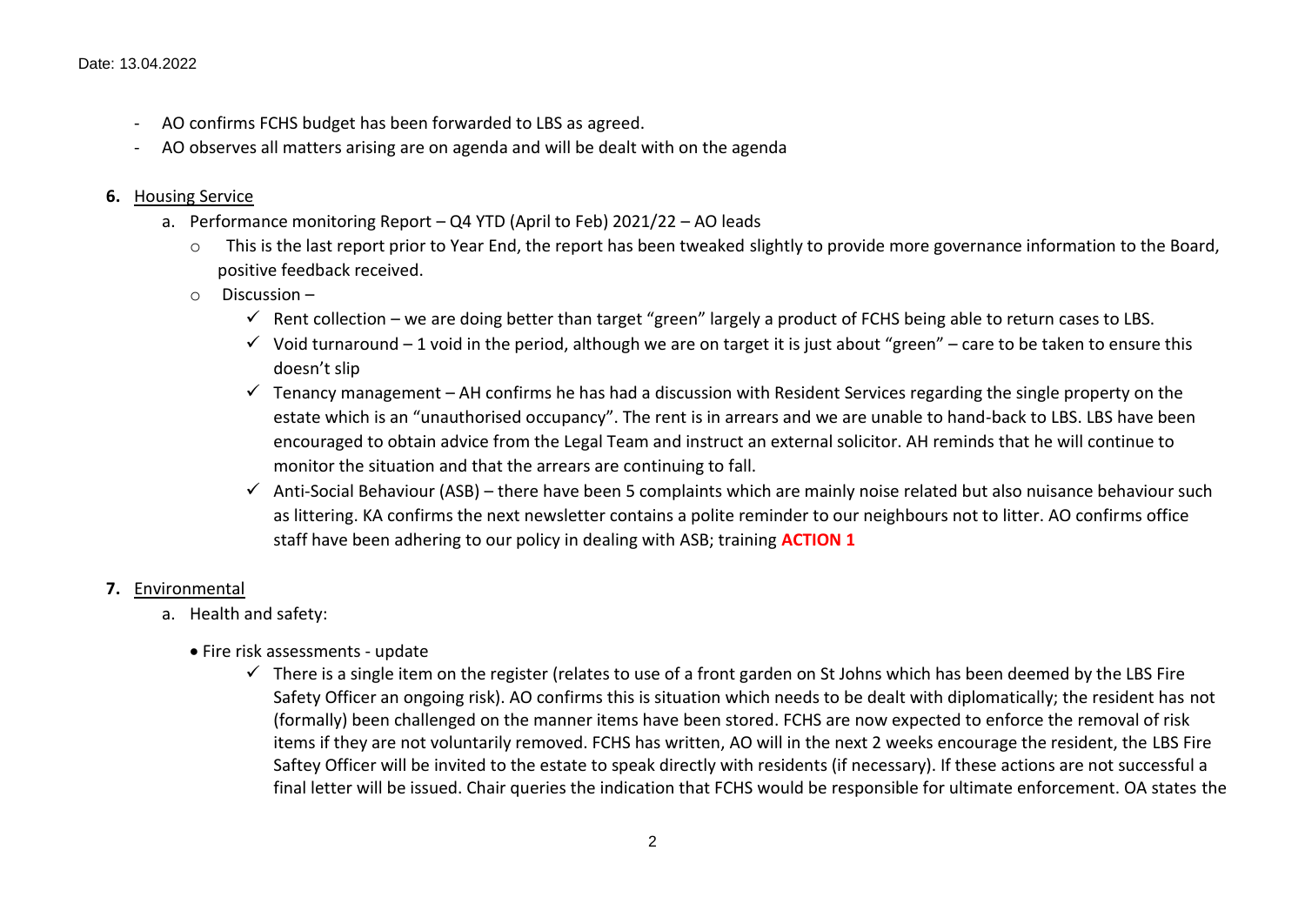Date: 13.04.2022

- AO confirms FCHS budget has been forwarded to LBS as agreed.
- AO observes all matters arising are on agenda and will be dealt with on the agenda

**6.** <u>Housing Service</u>

a. Performance monitoring Report – Q4 YTD (April to Feb) 2021/22 – AO leads

   - This is the last report prior to Year End, the report has been tweaked slightly to provide more governance information to the Board, positive feedback received.
   - Discussion –
     - ✓ Rent collection – we are doing better than target "green" largely a product of FCHS being able to return cases to LBS.
     - ✓ Void turnaround – 1 void in the period, although we are on target it is just about "green" – care to be taken to ensure this doesn't slip
     - ✓ Tenancy management – AH confirms he has had a discussion with Resident Services regarding the single property on the estate which is an "unauthorised occupancy". The rent is in arrears and we are unable to hand-back to LBS. LBS have been encouraged to obtain advice from the Legal Team and instruct an external solicitor. AH reminds that he will continue to monitor the situation and that the arrears are continuing to fall.
     - ✓ Anti-Social Behaviour (ASB) – there have been 5 complaints which are mainly noise related but also nuisance behaviour such as littering. KA confirms the next newsletter contains a polite reminder to our neighbours not to litter. AO confirms office staff have been adhering to our policy in dealing with ASB; training **ACTION 1**

**7.** <u>Environmental</u>

a. Health and safety:

   - Fire risk assessments - update
     - ✓ There is a single item on the register (relates to use of a front garden on St Johns which has been deemed by the LBS Fire Safety Officer an ongoing risk). AO confirms this is situation which needs to be dealt with diplomatically; the resident has not (formally) been challenged on the manner items have been stored. FCHS are now expected to enforce the removal of risk items if they are not voluntarily removed. FCHS has written, AO will in the next 2 weeks encourage the resident, the LBS Fire Saftey Officer will be invited to the estate to speak directly with residents (if necessary). If these actions are not successful a final letter will be issued. Chair queries the indication that FCHS would be responsible for ultimate enforcement. OA states the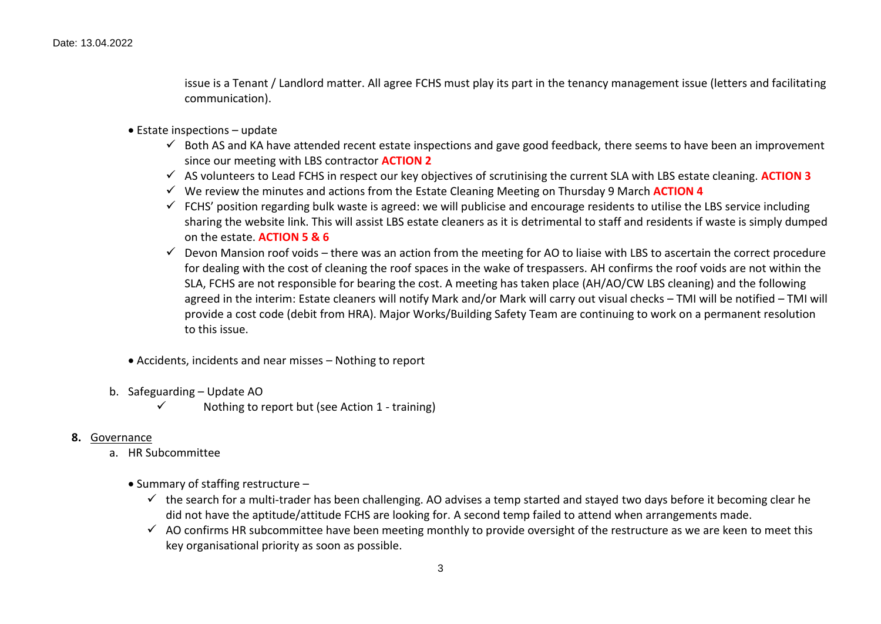issue is a Tenant / Landlord matter. All agree FCHS must play its part in the tenancy management issue (letters and facilitating communication).

- Estate inspections – update
  - ✓ Both AS and KA have attended recent estate inspections and gave good feedback, there seems to have been an improvement since our meeting with LBS contractor **ACTION 2**
  - ✓ AS volunteers to Lead FCHS in respect our key objectives of scrutinising the current SLA with LBS estate cleaning. **ACTION 3**
  - ✓ We review the minutes and actions from the Estate Cleaning Meeting on Thursday 9 March **ACTION 4**
  - ✓ FCHS' position regarding bulk waste is agreed: we will publicise and encourage residents to utilise the LBS service including sharing the website link. This will assist LBS estate cleaners as it is detrimental to staff and residents if waste is simply dumped on the estate. **ACTION 5 & 6**
  - ✓ Devon Mansion roof voids – there was an action from the meeting for AO to liaise with LBS to ascertain the correct procedure for dealing with the cost of cleaning the roof spaces in the wake of trespassers. AH confirms the roof voids are not within the SLA, FCHS are not responsible for bearing the cost. A meeting has taken place (AH/AO/CW LBS cleaning) and the following agreed in the interim: Estate cleaners will notify Mark and/or Mark will carry out visual checks – TMI will be notified – TMI will provide a cost code (debit from HRA). Major Works/Building Safety Team are continuing to work on a permanent resolution to this issue.

- Accidents, incidents and near misses – Nothing to report

b. Safeguarding – Update AO

  - ✓ Nothing to report but (see Action 1 - training)

**8.** Governance

a. HR Subcommittee

- Summary of staffing restructure –
  - ✓ the search for a multi-trader has been challenging. AO advises a temp started and stayed two days before it becoming clear he did not have the aptitude/attitude FCHS are looking for. A second temp failed to attend when arrangements made.
  - ✓ AO confirms HR subcommittee have been meeting monthly to provide oversight of the restructure as we are keen to meet this key organisational priority as soon as possible.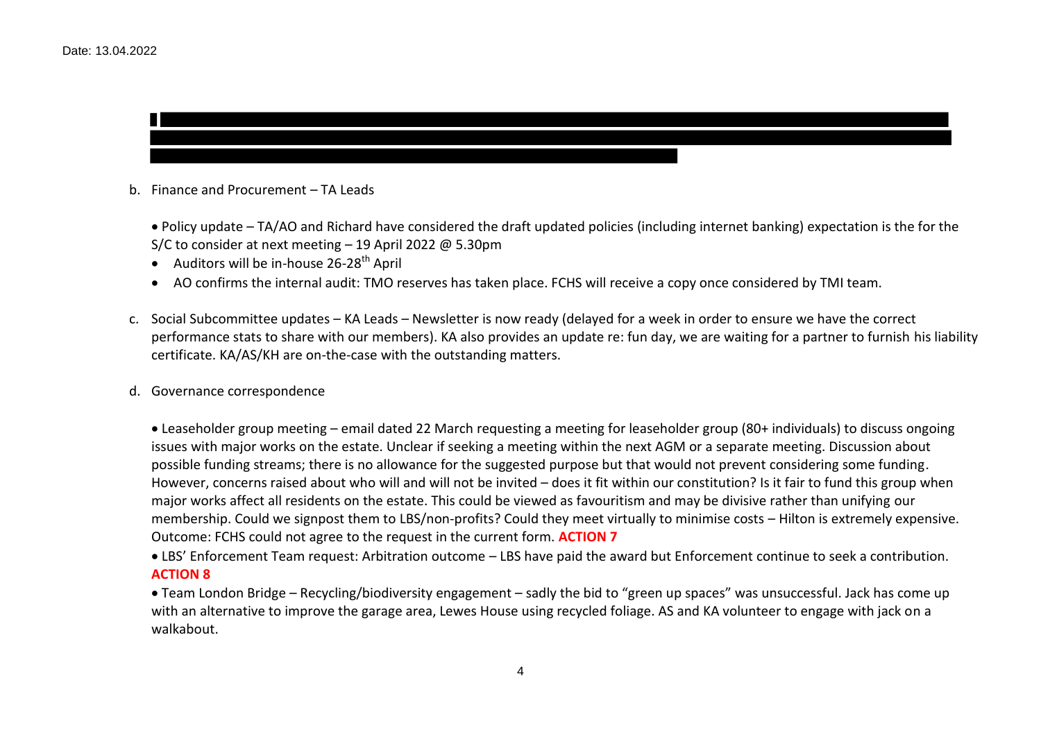Date: 13.04.2022

b. Finance and Procurement – TA Leads

- Policy update – TA/AO and Richard have considered the draft updated policies (including internet banking) expectation is the for the S/C to consider at next meeting – 19 April 2022 @ 5.30pm
- Auditors will be in-house 26-28th April
- AO confirms the internal audit: TMO reserves has taken place. FCHS will receive a copy once considered by TMI team.

c. Social Subcommittee updates – KA Leads – Newsletter is now ready (delayed for a week in order to ensure we have the correct performance stats to share with our members). KA also provides an update re: fun day, we are waiting for a partner to furnish his liability certificate. KA/AS/KH are on-the-case with the outstanding matters.

d. Governance correspondence

- Leaseholder group meeting – email dated 22 March requesting a meeting for leaseholder group (80+ individuals) to discuss ongoing issues with major works on the estate. Unclear if seeking a meeting within the next AGM or a separate meeting. Discussion about possible funding streams; there is no allowance for the suggested purpose but that would not prevent considering some funding. However, concerns raised about who will and will not be invited – does it fit within our constitution? Is it fair to fund this group when major works affect all residents on the estate. This could be viewed as favouritism and may be divisive rather than unifying our membership. Could we signpost them to LBS/non-profits? Could they meet virtually to minimise costs – Hilton is extremely expensive. Outcome: FCHS could not agree to the request in the current form. **ACTION 7**
- LBS' Enforcement Team request: Arbitration outcome – LBS have paid the award but Enforcement continue to seek a contribution. **ACTION 8**
- Team London Bridge – Recycling/biodiversity engagement – sadly the bid to "green up spaces" was unsuccessful. Jack has come up with an alternative to improve the garage area, Lewes House using recycled foliage. AS and KA volunteer to engage with jack on a walkabout.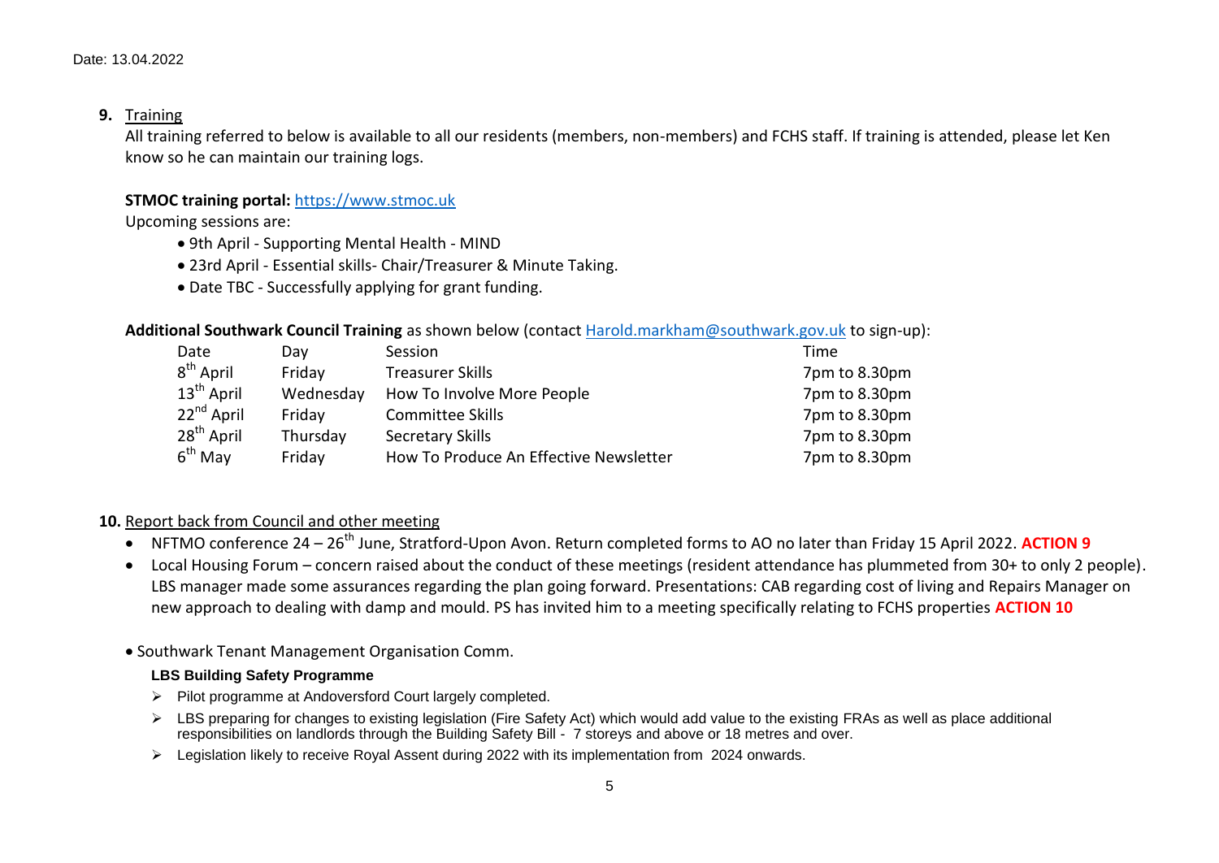Date: 13.04.2022

**9.** Training

All training referred to below is available to all our residents (members, non-members) and FCHS staff. If training is attended, please let Ken know so he can maintain our training logs.

**STMOC training portal:** https://www.stmoc.uk

Upcoming sessions are:

- 9th April - Supporting Mental Health - MIND
- 23rd April - Essential skills- Chair/Treasurer & Minute Taking.
- Date TBC - Successfully applying for grant funding.

**Additional Southwark Council Training** as shown below (contact Harold.markham@southwark.gov.uk to sign-up):

| Date | Day | Session | Time |
|---|---|---|---|
| 8th April | Friday | Treasurer Skills | 7pm to 8.30pm |
| 13th April | Wednesday | How To Involve More People | 7pm to 8.30pm |
| 22nd April | Friday | Committee Skills | 7pm to 8.30pm |
| 28th April | Thursday | Secretary Skills | 7pm to 8.30pm |
| 6th May | Friday | How To Produce An Effective Newsletter | 7pm to 8.30pm |

**10.** Report back from Council and other meeting

- NFTMO conference 24 – 26th June, Stratford-Upon Avon. Return completed forms to AO no later than Friday 15 April 2022. **ACTION 9**
- Local Housing Forum – concern raised about the conduct of these meetings (resident attendance has plummeted from 30+ to only 2 people). LBS manager made some assurances regarding the plan going forward. Presentations: CAB regarding cost of living and Repairs Manager on new approach to dealing with damp and mould. PS has invited him to a meeting specifically relating to FCHS properties **ACTION 10**

- Southwark Tenant Management Organisation Comm.

**LBS Building Safety Programme**

- Pilot programme at Andoversford Court largely completed.
- LBS preparing for changes to existing legislation (Fire Safety Act) which would add value to the existing FRAs as well as place additional responsibilities on landlords through the Building Safety Bill - 7 storeys and above or 18 metres and over.
- Legislation likely to receive Royal Assent during 2022 with its implementation from 2024 onwards.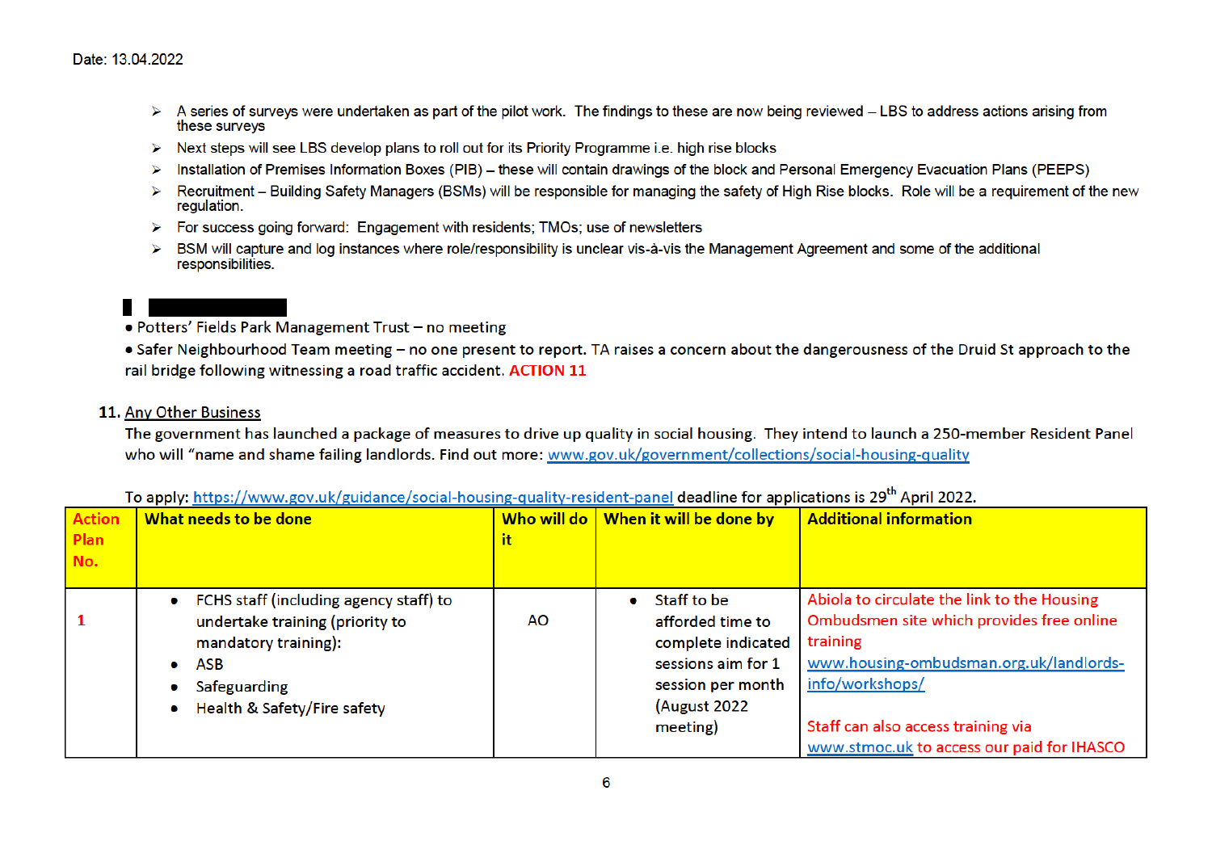Date: 13.04.2022

- A series of surveys were undertaken as part of the pilot work. The findings to these are now being reviewed – LBS to address actions arising from these surveys
- Next steps will see LBS develop plans to roll out for its Priority Programme i.e. high rise blocks
- Installation of Premises Information Boxes (PIB) – these will contain drawings of the block and Personal Emergency Evacuation Plans (PEEPS)
- Recruitment – Building Safety Managers (BSMs) will be responsible for managing the safety of High Rise blocks. Role will be a requirement of the new regulation.
- For success going forward: Engagement with residents; TMOs; use of newsletters
- BSM will capture and log instances where role/responsibility is unclear vis-à-vis the Management Agreement and some of the additional responsibilities.

- Potters' Fields Park Management Trust – no meeting
- Safer Neighbourhood Team meeting – no one present to report. TA raises a concern about the dangerousness of the Druid St approach to the rail bridge following witnessing a road traffic accident. **ACTION 11**

**11. Any Other Business**

The government has launched a package of measures to drive up quality in social housing. They intend to launch a 250-member Resident Panel who will "name and shame failing landlords. Find out more: www.gov.uk/government/collections/social-housing-quality

To apply: https://www.gov.uk/guidance/social-housing-quality-resident-panel deadline for applications is 29th April 2022.

| Action Plan No. | What needs to be done | Who will do it | When it will be done by | Additional information |
|---|---|---|---|---|
| 1 | • FCHS staff (including agency staff) to undertake training (priority to mandatory training):<br>• ASB<br>• Safeguarding<br>• Health & Safety/Fire safety | AO | • Staff to be afforded time to complete indicated sessions aim for 1 session per month (August 2022 meeting) | Abiola to circulate the link to the Housing Ombudsmen site which provides free online training www.housing-ombudsman.org.uk/landlords-info/workshops/<br><br>Staff can also access training via www.stmoc.uk to access our paid for IHASCO |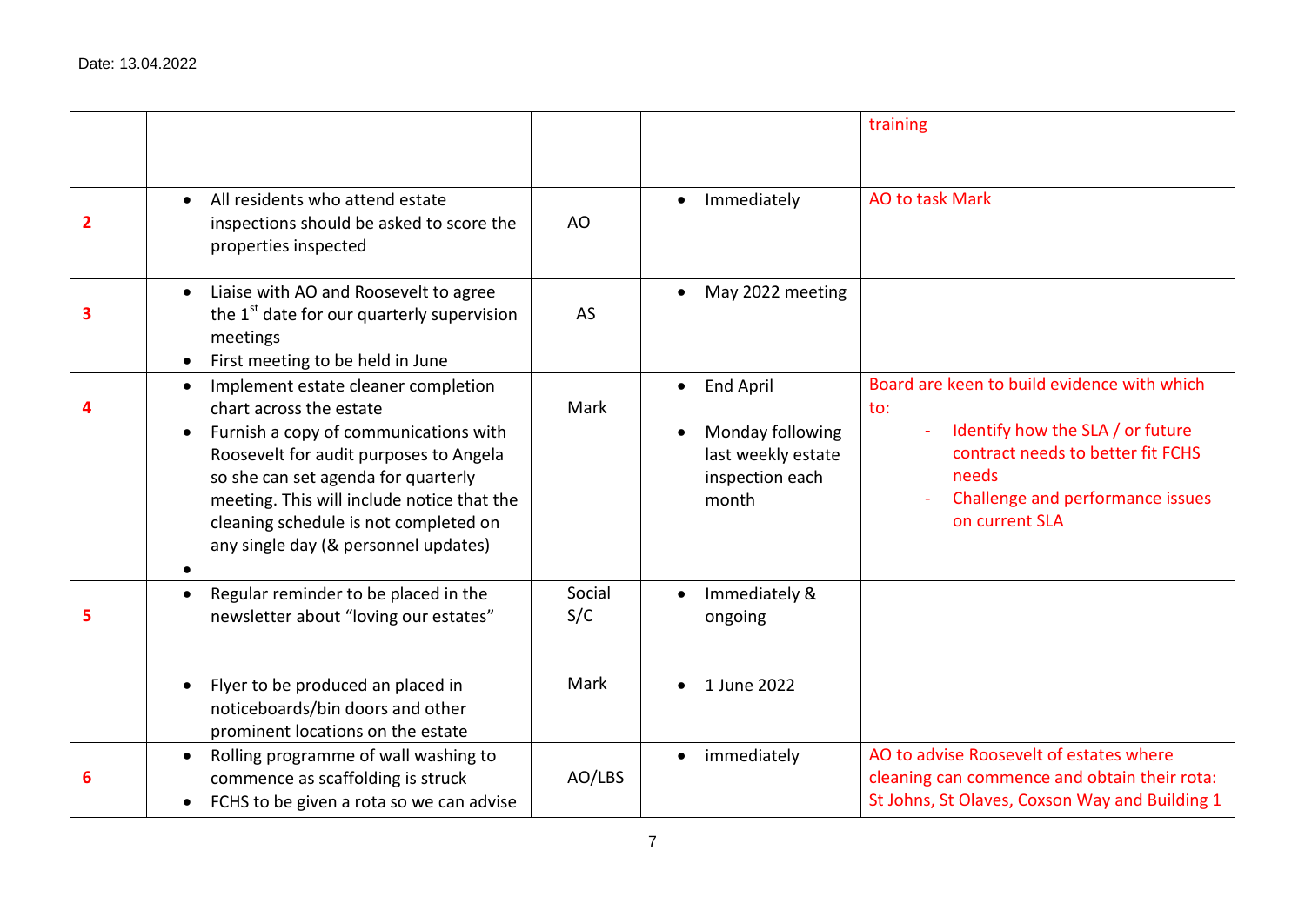Date: 13.04.2022

| | | | | |
|---|---|---|---|---|
| | | | | training |
| **2** | • All residents who attend estate inspections should be asked to score the properties inspected | AO | • Immediately | AO to task Mark |
| **3** | • Liaise with AO and Roosevelt to agree the 1st date for our quarterly supervision meetings<br>• First meeting to be held in June | AS | • May 2022 meeting | |
| **4** | • Implement estate cleaner completion chart across the estate<br>• Furnish a copy of communications with Roosevelt for audit purposes to Angela so she can set agenda for quarterly meeting. This will include notice that the cleaning schedule is not completed on any single day (& personnel updates)<br>• | Mark | • End April<br>• Monday following last weekly estate inspection each month | Board are keen to build evidence with which to:<br>- Identify how the SLA / or future contract needs to better fit FCHS needs<br>- Challenge and performance issues on current SLA |
| **5** | • Regular reminder to be placed in the newsletter about "loving our estates"<br>• Flyer to be produced an placed in noticeboards/bin doors and other prominent locations on the estate | Social S/C<br>Mark | • Immediately & ongoing<br>• 1 June 2022 | |
| **6** | • Rolling programme of wall washing to commence as scaffolding is struck<br>• FCHS to be given a rota so we can advise | AO/LBS | • immediately | AO to advise Roosevelt of estates where cleaning can commence and obtain their rota: St Johns, St Olaves, Coxson Way and Building 1 |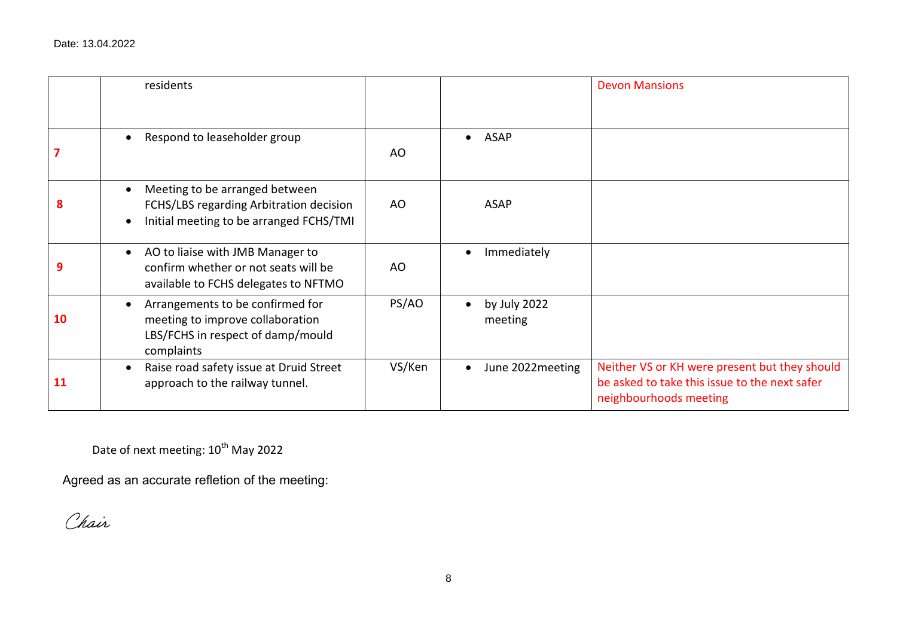Date: 13.04.2022

| | | | | |
|---|---|---|---|---|
| | residents | | | Devon Mansions |
| 7 | • Respond to leaseholder group | AO | • ASAP | |
| 8 | • Meeting to be arranged between FCHS/LBS regarding Arbitration decision<br>• Initial meeting to be arranged FCHS/TMI | AO | ASAP | |
| 9 | • AO to liaise with JMB Manager to confirm whether or not seats will be available to FCHS delegates to NFTMO | AO | • Immediately | |
| 10 | • Arrangements to be confirmed for meeting to improve collaboration LBS/FCHS in respect of damp/mould complaints | PS/AO | • by July 2022 meeting | |
| 11 | • Raise road safety issue at Druid Street approach to the railway tunnel. | VS/Ken | • June 2022meeting | Neither VS or KH were present but they should be asked to take this issue to the next safer neighbourhoods meeting |

Date of next meeting: 10th May 2022

Agreed as an accurate refletion of the meeting:

*Chair*